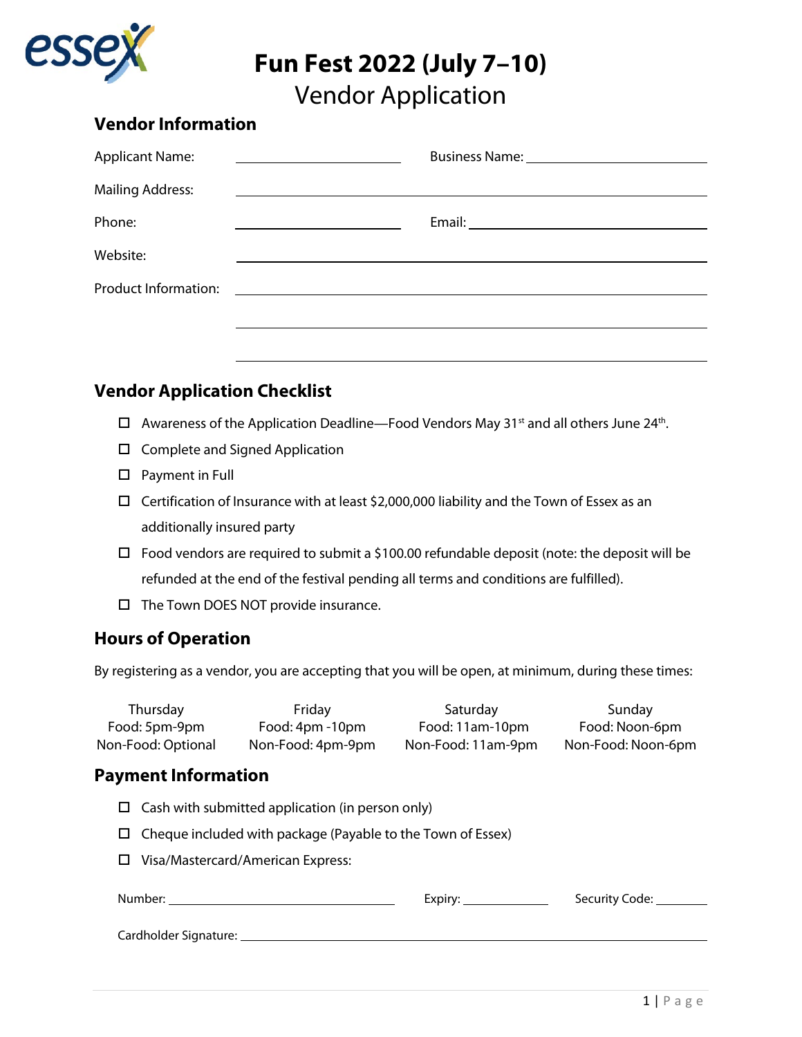# Fun Fest 2022 (July 7–10)

Vendor Application

## Vendor Information

Applicant Name: ____________________ Business Name: ____________________

Mailing Address: ____________________

Phone: ____________________ Email: ____________________

Website: ____________________

Product Information: ____________________

____________________

____________________

## Vendor Application Checklist

- ☐ Awareness of the Application Deadline—Food Vendors May 31st and all others June 24th.
- ☐ Complete and Signed Application
- ☐ Payment in Full
- ☐ Certification of Insurance with at least $2,000,000 liability and the Town of Essex as an additionally insured party
- ☐ Food vendors are required to submit a $100.00 refundable deposit (note: the deposit will be refunded at the end of the festival pending all terms and conditions are fulfilled).
- ☐ The Town DOES NOT provide insurance.

## Hours of Operation

By registering as a vendor, you are accepting that you will be open, at minimum, during these times:

| Thursday | Friday | Saturday | Sunday |
|---|---|---|---|
| Food: 5pm-9pm | Food: 4pm -10pm | Food: 11am-10pm | Food: Noon-6pm |
| Non-Food: Optional | Non-Food: 4pm-9pm | Non-Food: 11am-9pm | Non-Food: Noon-6pm |

## Payment Information

- ☐ Cash with submitted application (in person only)
- ☐ Cheque included with package (Payable to the Town of Essex)
- ☐ Visa/Mastercard/American Express:

Number: ____________________ Expiry: __________ Security Code: ________

Cardholder Signature: ____________________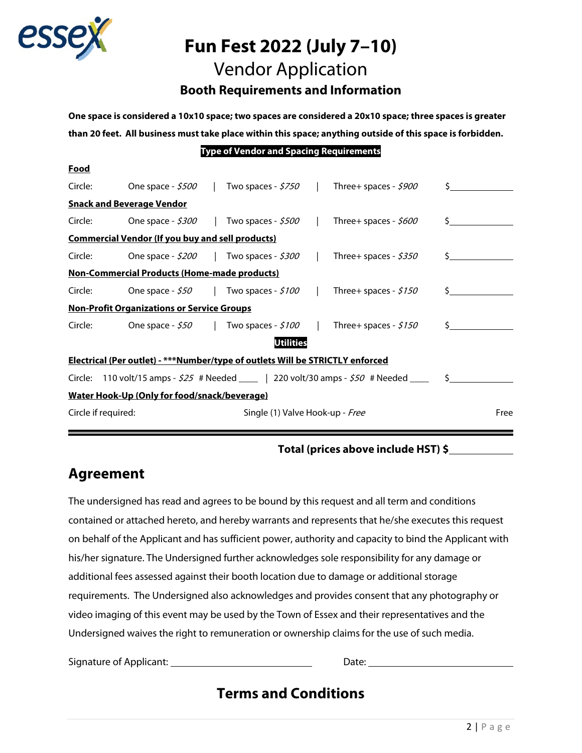# Fun Fest 2022 (July 7–10)

## Vendor Application

### Booth Requirements and Information

**One space is considered a 10x10 space; two spaces are considered a 20x10 space; three spaces is greater than 20 feet. All business must take place within this space; anything outside of this space is forbidden.**

**Type of Vendor and Spacing Requirements**

**Food**

| | | | | |
|---|---|---|---|---|
| Circle: | One space - *$500* | Two spaces - *$750* | Three+ spaces - *$900* | $\_\_\_\_\_\_\_\_\_\_ |

**Snack and Beverage Vendor**

| | | | | |
|---|---|---|---|---|
| Circle: | One space - *$300* | Two spaces - *$500* | Three+ spaces - *$600* | $\_\_\_\_\_\_\_\_\_\_ |

**Commercial Vendor (If you buy and sell products)**

| | | | | |
|---|---|---|---|---|
| Circle: | One space - *$200* | Two spaces - *$300* | Three+ spaces - *$350* | $\_\_\_\_\_\_\_\_\_\_ |

**Non-Commercial Products (Home-made products)**

| | | | | |
|---|---|---|---|---|
| Circle: | One space - *$50* | Two spaces - *$100* | Three+ spaces - *$150* | $\_\_\_\_\_\_\_\_\_\_ |

**Non-Profit Organizations or Service Groups**

| | | | | |
|---|---|---|---|---|
| Circle: | One space - *$50* | Two spaces - *$100* | Three+ spaces - *$150* | $\_\_\_\_\_\_\_\_\_\_ |

**Utilities**

**Electrical (Per outlet) - ***Number/type of outlets Will be STRICTLY enforced**

| | | | |
|---|---|---|---|
| Circle: | 110 volt/15 amps - *$25* # Needed \_\_\_\_ | 220 volt/30 amps - *$50* # Needed \_\_\_\_ | $\_\_\_\_\_\_\_\_\_\_ |

**Water Hook-Up (Only for food/snack/beverage)**

| | | |
|---|---|---|
| Circle if required: | Single (1) Valve Hook-up - *Free* | Free |

**Total (prices above include HST) $\_\_\_\_\_\_\_\_\_\_**

## Agreement

The undersigned has read and agrees to be bound by this request and all term and conditions contained or attached hereto, and hereby warrants and represents that he/she executes this request on behalf of the Applicant and has sufficient power, authority and capacity to bind the Applicant with his/her signature. The Undersigned further acknowledges sole responsibility for any damage or additional fees assessed against their booth location due to damage or additional storage requirements. The Undersigned also acknowledges and provides consent that any photography or video imaging of this event may be used by the Town of Essex and their representatives and the Undersigned waives the right to remuneration or ownership claims for the use of such media.

Signature of Applicant: \_\_\_\_\_\_\_\_\_\_\_\_\_\_\_\_\_\_\_\_ Date: \_\_\_\_\_\_\_\_\_\_\_\_\_\_\_\_\_\_\_\_

## Terms and Conditions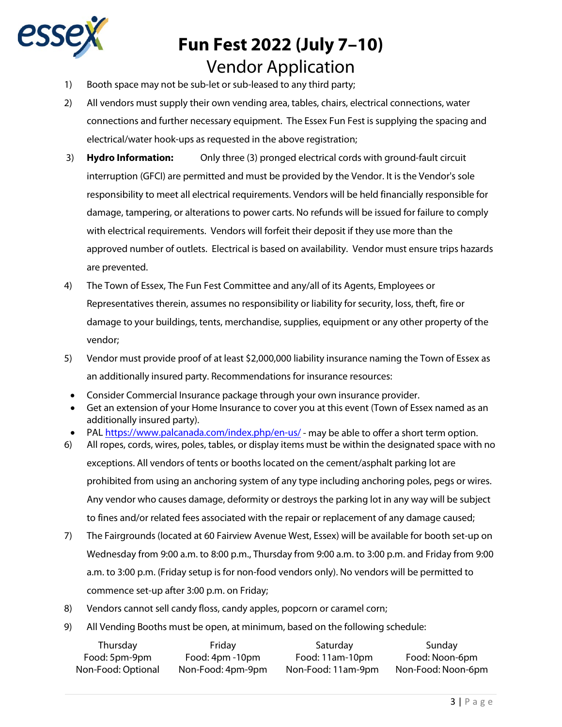# Fun Fest 2022 (July 7–10)

## Vendor Application

1) Booth space may not be sub-let or sub-leased to any third party;

2) All vendors must supply their own vending area, tables, chairs, electrical connections, water connections and further necessary equipment. The Essex Fun Fest is supplying the spacing and electrical/water hook-ups as requested in the above registration;

3) **Hydro Information:** Only three (3) pronged electrical cords with ground-fault circuit interruption (GFCI) are permitted and must be provided by the Vendor. It is the Vendor's sole responsibility to meet all electrical requirements. Vendors will be held financially responsible for damage, tampering, or alterations to power carts. No refunds will be issued for failure to comply with electrical requirements. Vendors will forfeit their deposit if they use more than the approved number of outlets. Electrical is based on availability. Vendor must ensure trips hazards are prevented.

4) The Town of Essex, The Fun Fest Committee and any/all of its Agents, Employees or Representatives therein, assumes no responsibility or liability for security, loss, theft, fire or damage to your buildings, tents, merchandise, supplies, equipment or any other property of the vendor;

5) Vendor must provide proof of at least $2,000,000 liability insurance naming the Town of Essex as an additionally insured party. Recommendations for insurance resources:

- Consider Commercial Insurance package through your own insurance provider.
- Get an extension of your Home Insurance to cover you at this event (Town of Essex named as an additionally insured party).
- PAL https://www.palcanada.com/index.php/en-us/ - may be able to offer a short term option.

6) All ropes, cords, wires, poles, tables, or display items must be within the designated space with no exceptions. All vendors of tents or booths located on the cement/asphalt parking lot are prohibited from using an anchoring system of any type including anchoring poles, pegs or wires. Any vendor who causes damage, deformity or destroys the parking lot in any way will be subject to fines and/or related fees associated with the repair or replacement of any damage caused;

7) The Fairgrounds (located at 60 Fairview Avenue West, Essex) will be available for booth set-up on Wednesday from 9:00 a.m. to 8:00 p.m., Thursday from 9:00 a.m. to 3:00 p.m. and Friday from 9:00 a.m. to 3:00 p.m. (Friday setup is for non-food vendors only). No vendors will be permitted to commence set-up after 3:00 p.m. on Friday;

8) Vendors cannot sell candy floss, candy apples, popcorn or caramel corn;

9) All Vending Booths must be open, at minimum, based on the following schedule:

| Thursday | Friday | Saturday | Sunday |
|---|---|---|---|
| Food: 5pm-9pm | Food: 4pm -10pm | Food: 11am-10pm | Food: Noon-6pm |
| Non-Food: Optional | Non-Food: 4pm-9pm | Non-Food: 11am-9pm | Non-Food: Noon-6pm |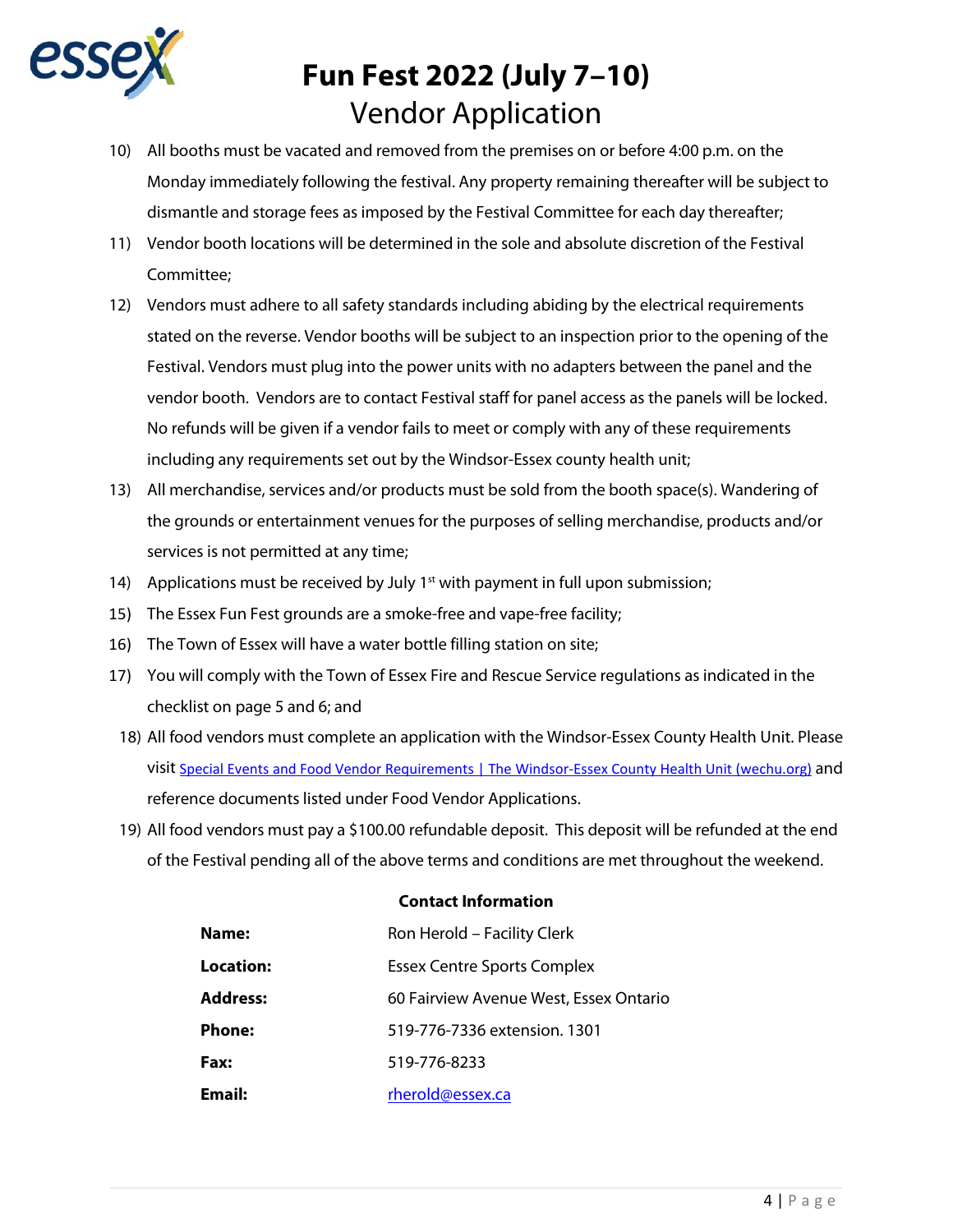# Fun Fest 2022 (July 7–10)

## Vendor Application

10) All booths must be vacated and removed from the premises on or before 4:00 p.m. on the Monday immediately following the festival. Any property remaining thereafter will be subject to dismantle and storage fees as imposed by the Festival Committee for each day thereafter;
11) Vendor booth locations will be determined in the sole and absolute discretion of the Festival Committee;
12) Vendors must adhere to all safety standards including abiding by the electrical requirements stated on the reverse. Vendor booths will be subject to an inspection prior to the opening of the Festival. Vendors must plug into the power units with no adapters between the panel and the vendor booth. Vendors are to contact Festival staff for panel access as the panels will be locked. No refunds will be given if a vendor fails to meet or comply with any of these requirements including any requirements set out by the Windsor-Essex county health unit;
13) All merchandise, services and/or products must be sold from the booth space(s). Wandering of the grounds or entertainment venues for the purposes of selling merchandise, products and/or services is not permitted at any time;
14) Applications must be received by July 1st with payment in full upon submission;
15) The Essex Fun Fest grounds are a smoke-free and vape-free facility;
16) The Town of Essex will have a water bottle filling station on site;
17) You will comply with the Town of Essex Fire and Rescue Service regulations as indicated in the checklist on page 5 and 6; and
18) All food vendors must complete an application with the Windsor-Essex County Health Unit. Please visit Special Events and Food Vendor Requirements | The Windsor-Essex County Health Unit (wechu.org) and reference documents listed under Food Vendor Applications.
19) All food vendors must pay a $100.00 refundable deposit. This deposit will be refunded at the end of the Festival pending all of the above terms and conditions are met throughout the weekend.

**Contact Information**

| | |
|---|---|
| **Name:** | Ron Herold – Facility Clerk |
| **Location:** | Essex Centre Sports Complex |
| **Address:** | 60 Fairview Avenue West, Essex Ontario |
| **Phone:** | 519-776-7336 extension. 1301 |
| **Fax:** | 519-776-8233 |
| **Email:** | rherold@essex.ca |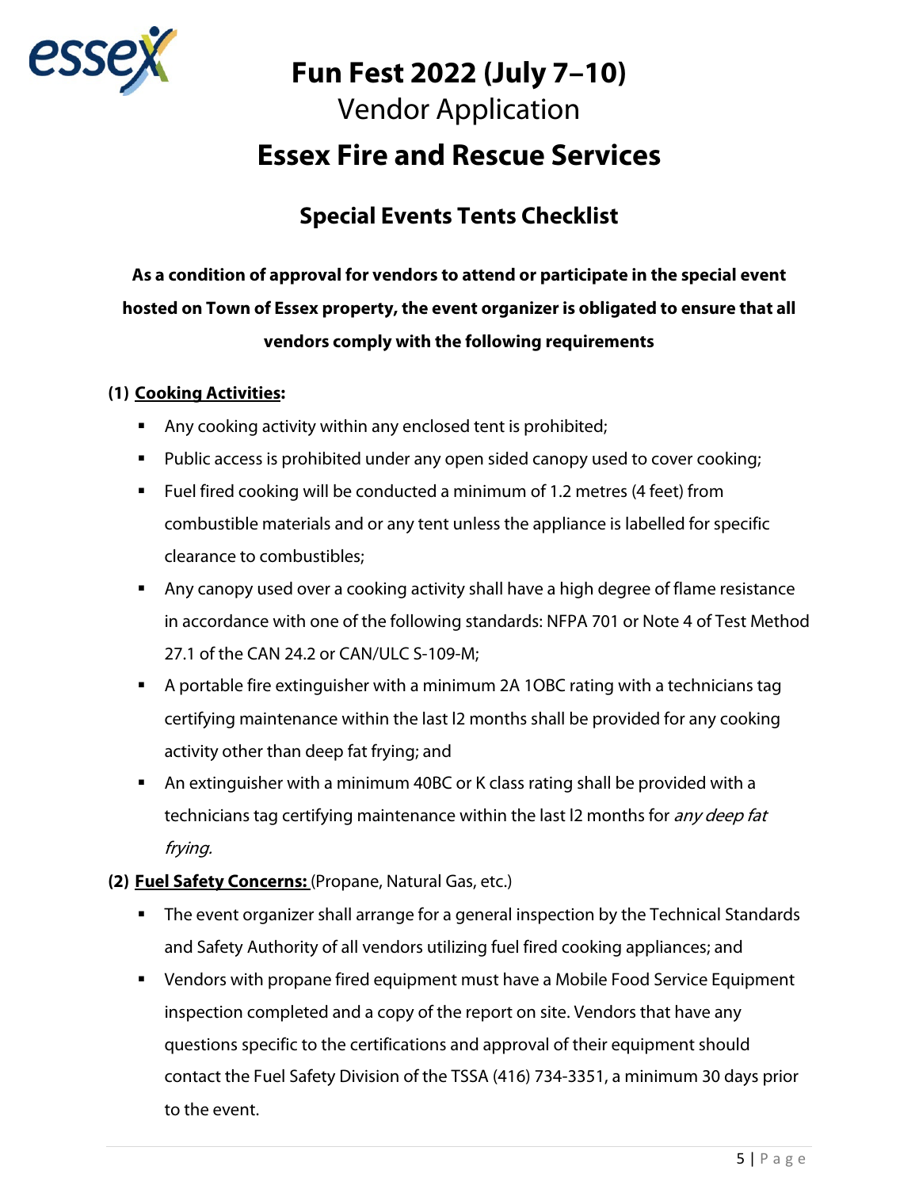# Fun Fest 2022 (July 7–10)

Vendor Application

# Essex Fire and Rescue Services

## Special Events Tents Checklist

**As a condition of approval for vendors to attend or participate in the special event hosted on Town of Essex property, the event organizer is obligated to ensure that all vendors comply with the following requirements**

**(1) Cooking Activities:**

- Any cooking activity within any enclosed tent is prohibited;
- Public access is prohibited under any open sided canopy used to cover cooking;
- Fuel fired cooking will be conducted a minimum of 1.2 metres (4 feet) from combustible materials and or any tent unless the appliance is labelled for specific clearance to combustibles;
- Any canopy used over a cooking activity shall have a high degree of flame resistance in accordance with one of the following standards: NFPA 701 or Note 4 of Test Method 27.1 of the CAN 24.2 or CAN/ULC S-109-M;
- A portable fire extinguisher with a minimum 2A 1OBC rating with a technicians tag certifying maintenance within the last l2 months shall be provided for any cooking activity other than deep fat frying; and
- An extinguisher with a minimum 40BC or K class rating shall be provided with a technicians tag certifying maintenance within the last l2 months for *any deep fat frying.*

**(2) Fuel Safety Concerns:** (Propane, Natural Gas, etc.)

- The event organizer shall arrange for a general inspection by the Technical Standards and Safety Authority of all vendors utilizing fuel fired cooking appliances; and
- Vendors with propane fired equipment must have a Mobile Food Service Equipment inspection completed and a copy of the report on site. Vendors that have any questions specific to the certifications and approval of their equipment should contact the Fuel Safety Division of the TSSA (416) 734-3351, a minimum 30 days prior to the event.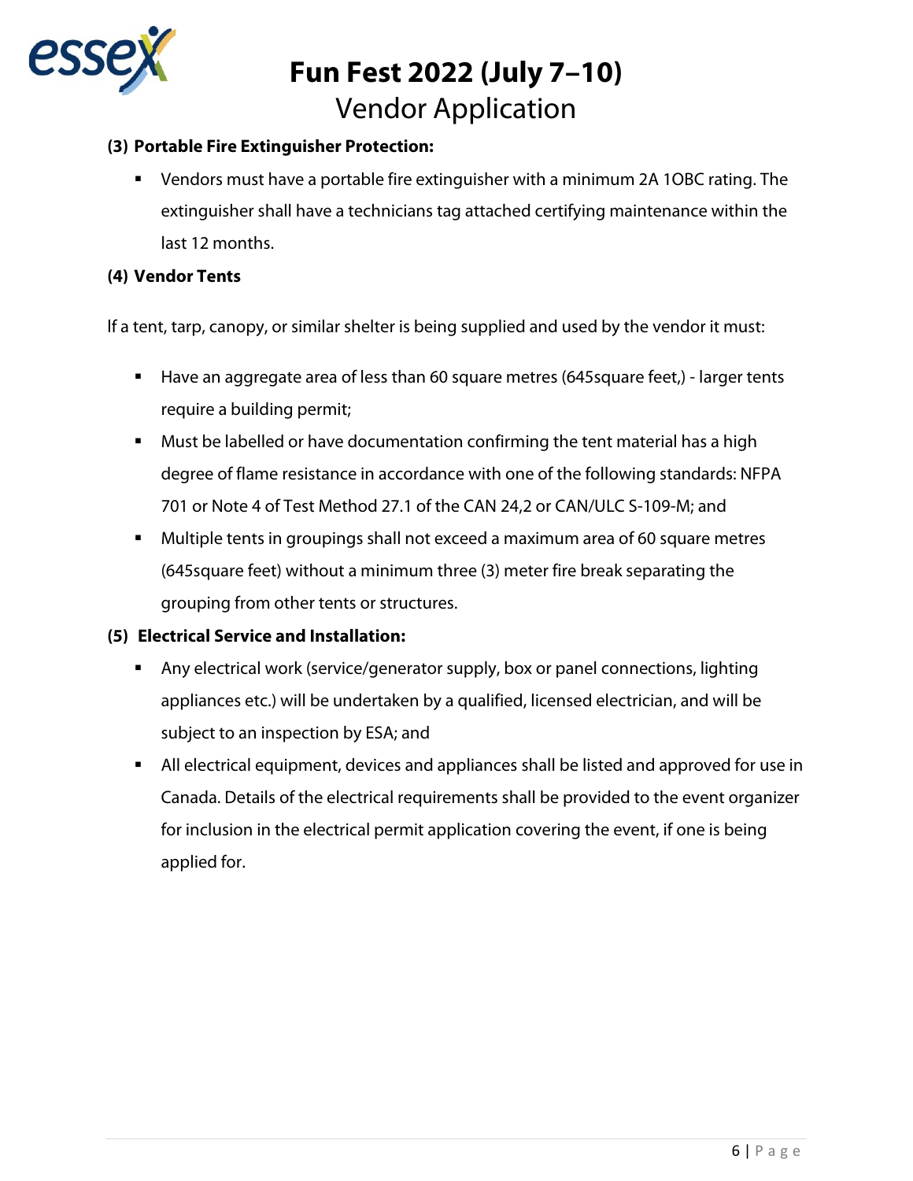# Fun Fest 2022 (July 7–10)

## Vendor Application

**(3) Portable Fire Extinguisher Protection:**

- Vendors must have a portable fire extinguisher with a minimum 2A 1OBC rating. The extinguisher shall have a technicians tag attached certifying maintenance within the last 12 months.

**(4) Vendor Tents**

If a tent, tarp, canopy, or similar shelter is being supplied and used by the vendor it must:

- Have an aggregate area of less than 60 square metres (645square feet,) - larger tents require a building permit;
- Must be labelled or have documentation confirming the tent material has a high degree of flame resistance in accordance with one of the following standards: NFPA 701 or Note 4 of Test Method 27.1 of the CAN 24,2 or CAN/ULC S-109-M; and
- Multiple tents in groupings shall not exceed a maximum area of 60 square metres (645square feet) without a minimum three (3) meter fire break separating the grouping from other tents or structures.

**(5) Electrical Service and Installation:**

- Any electrical work (service/generator supply, box or panel connections, lighting appliances etc.) will be undertaken by a qualified, licensed electrician, and will be subject to an inspection by ESA; and
- All electrical equipment, devices and appliances shall be listed and approved for use in Canada. Details of the electrical requirements shall be provided to the event organizer for inclusion in the electrical permit application covering the event, if one is being applied for.